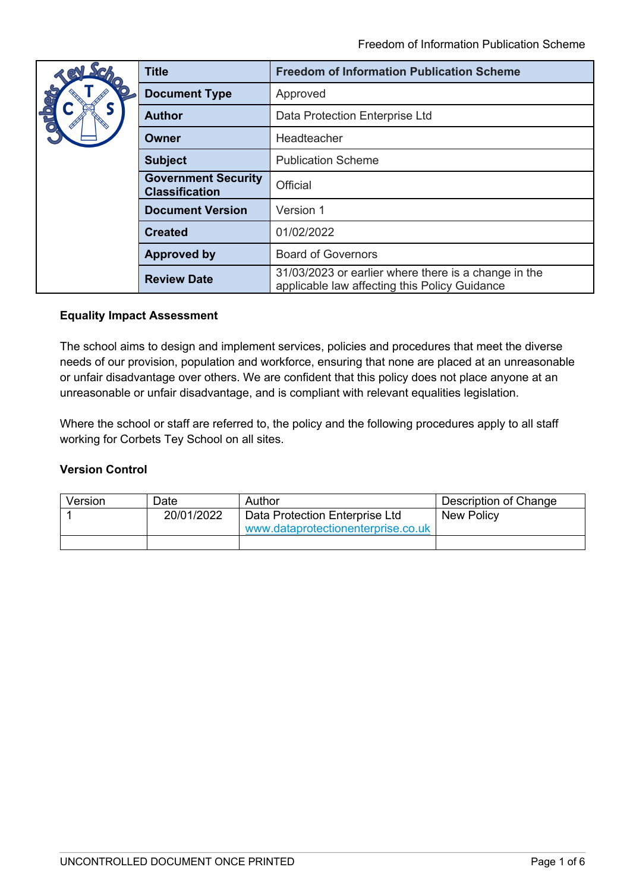| Title | Freedom of Information Publication Scheme |
|---|---|
| Document Type | Approved |
| Author | Data Protection Enterprise Ltd |
| Owner | Headteacher |
| Subject | Publication Scheme |
| Government Security Classification | Official |
| Document Version | Version 1 |
| Created | 01/02/2022 |
| Approved by | Board of Governors |
| Review Date | 31/03/2023 or earlier where there is a change in the applicable law affecting this Policy Guidance |

**Equality Impact Assessment**

The school aims to design and implement services, policies and procedures that meet the diverse needs of our provision, population and workforce, ensuring that none are placed at an unreasonable or unfair disadvantage over others. We are confident that this policy does not place anyone at an unreasonable or unfair disadvantage, and is compliant with relevant equalities legislation.

Where the school or staff are referred to, the policy and the following procedures apply to all staff working for Corbets Tey School on all sites.

**Version Control**

| Version | Date | Author | Description of Change |
|---|---|---|---|
| 1 | 20/01/2022 | Data Protection Enterprise Ltd www.dataprotectionenterprise.co.uk | New Policy |
| | | | |

UNCONTROLLED DOCUMENT ONCE PRINTED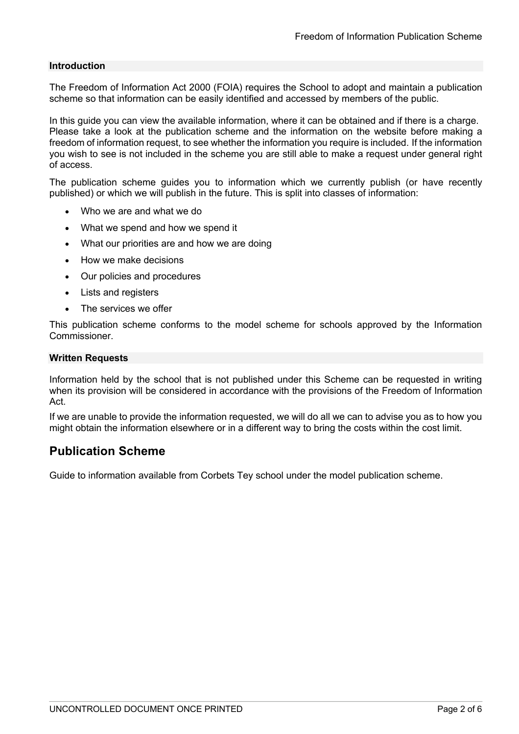### Introduction

The Freedom of Information Act 2000 (FOIA) requires the School to adopt and maintain a publication scheme so that information can be easily identified and accessed by members of the public.

In this guide you can view the available information, where it can be obtained and if there is a charge. Please take a look at the publication scheme and the information on the website before making a freedom of information request, to see whether the information you require is included. If the information you wish to see is not included in the scheme you are still able to make a request under general right of access.

The publication scheme guides you to information which we currently publish (or have recently published) or which we will publish in the future. This is split into classes of information:

- Who we are and what we do
- What we spend and how we spend it
- What our priorities are and how we are doing
- How we make decisions
- Our policies and procedures
- Lists and registers
- The services we offer

This publication scheme conforms to the model scheme for schools approved by the Information Commissioner.

### Written Requests

Information held by the school that is not published under this Scheme can be requested in writing when its provision will be considered in accordance with the provisions of the Freedom of Information Act.

If we are unable to provide the information requested, we will do all we can to advise you as to how you might obtain the information elsewhere or in a different way to bring the costs within the cost limit.

## Publication Scheme

Guide to information available from Corbets Tey school under the model publication scheme.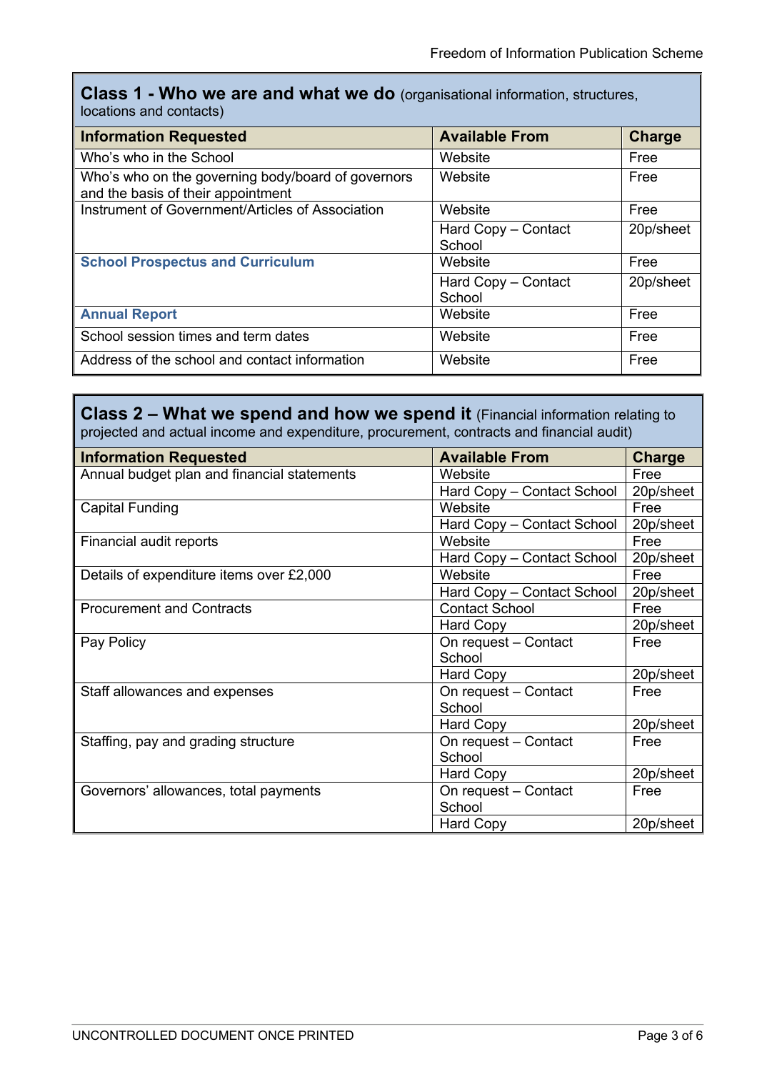| **Class 1 - Who we are and what we do** (organisational information, structures, locations and contacts) | | |
|---|---|---|
| **Information Requested** | **Available From** | **Charge** |
| Who's who in the School | Website | Free |
| Who's who on the governing body/board of governors and the basis of their appointment | Website | Free |
| Instrument of Government/Articles of Association | Website | Free |
| | Hard Copy – Contact School | 20p/sheet |
| **School Prospectus and Curriculum** | Website | Free |
| | Hard Copy – Contact School | 20p/sheet |
| **Annual Report** | Website | Free |
| School session times and term dates | Website | Free |
| Address of the school and contact information | Website | Free |

| **Class 2 – What we spend and how we spend it** (Financial information relating to projected and actual income and expenditure, procurement, contracts and financial audit) | | |
|---|---|---|
| **Information Requested** | **Available From** | **Charge** |
| Annual budget plan and financial statements | Website | Free |
| | Hard Copy – Contact School | 20p/sheet |
| Capital Funding | Website | Free |
| | Hard Copy – Contact School | 20p/sheet |
| Financial audit reports | Website | Free |
| | Hard Copy – Contact School | 20p/sheet |
| Details of expenditure items over £2,000 | Website | Free |
| | Hard Copy – Contact School | 20p/sheet |
| Procurement and Contracts | Contact School | Free |
| | Hard Copy | 20p/sheet |
| Pay Policy | On request – Contact School | Free |
| | Hard Copy | 20p/sheet |
| Staff allowances and expenses | On request – Contact School | Free |
| | Hard Copy | 20p/sheet |
| Staffing, pay and grading structure | On request – Contact School | Free |
| | Hard Copy | 20p/sheet |
| Governors' allowances, total payments | On request – Contact School | Free |
| | Hard Copy | 20p/sheet |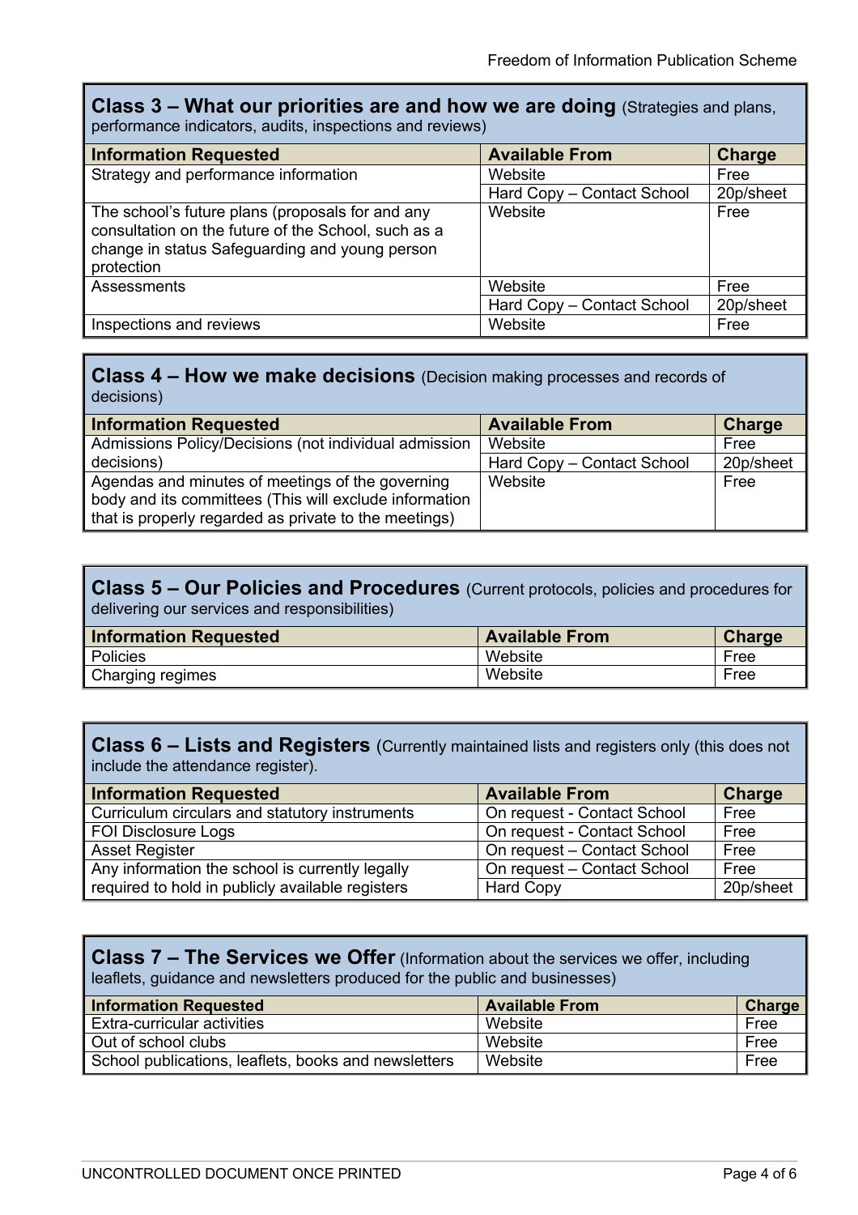## Class 3 – What our priorities are and how we are doing (Strategies and plans, performance indicators, audits, inspections and reviews)

| Information Requested | Available From | Charge |
|---|---|---|
| Strategy and performance information | Website | Free |
| | Hard Copy – Contact School | 20p/sheet |
| The school's future plans (proposals for and any consultation on the future of the School, such as a change in status Safeguarding and young person protection | Website | Free |
| Assessments | Website | Free |
| | Hard Copy – Contact School | 20p/sheet |
| Inspections and reviews | Website | Free |

## Class 4 – How we make decisions (Decision making processes and records of decisions)

| Information Requested | Available From | Charge |
|---|---|---|
| Admissions Policy/Decisions (not individual admission decisions) | Website | Free |
| | Hard Copy – Contact School | 20p/sheet |
| Agendas and minutes of meetings of the governing body and its committees (This will exclude information that is properly regarded as private to the meetings) | Website | Free |

## Class 5 – Our Policies and Procedures (Current protocols, policies and procedures for delivering our services and responsibilities)

| Information Requested | Available From | Charge |
|---|---|---|
| Policies | Website | Free |
| Charging regimes | Website | Free |

## Class 6 – Lists and Registers (Currently maintained lists and registers only (this does not include the attendance register).

| Information Requested | Available From | Charge |
|---|---|---|
| Curriculum circulars and statutory instruments | On request - Contact School | Free |
| FOI Disclosure Logs | On request - Contact School | Free |
| Asset Register | On request – Contact School | Free |
| Any information the school is currently legally required to hold in publicly available registers | On request – Contact School | Free |
| | Hard Copy | 20p/sheet |

## Class 7 – The Services we Offer (Information about the services we offer, including leaflets, guidance and newsletters produced for the public and businesses)

| Information Requested | Available From | Charge |
|---|---|---|
| Extra-curricular activities | Website | Free |
| Out of school clubs | Website | Free |
| School publications, leaflets, books and newsletters | Website | Free |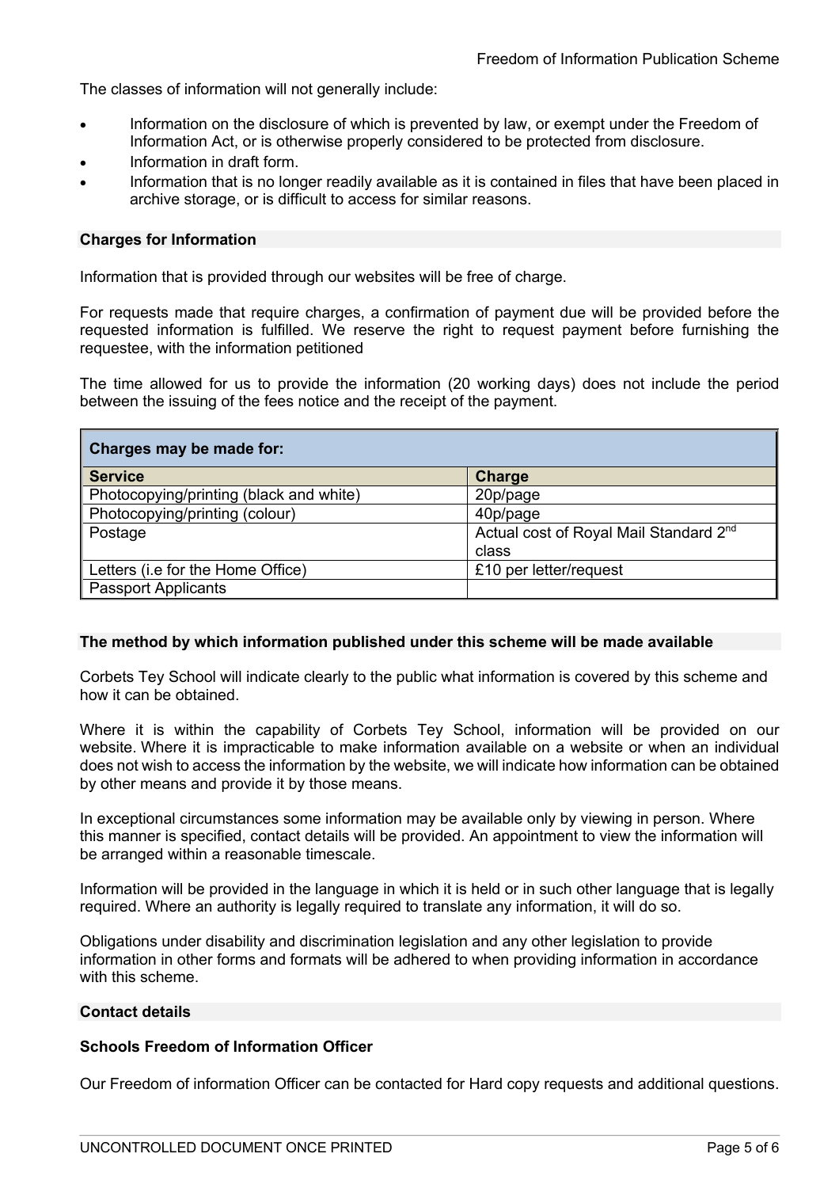The classes of information will not generally include:

- Information on the disclosure of which is prevented by law, or exempt under the Freedom of Information Act, or is otherwise properly considered to be protected from disclosure.
- Information in draft form.
- Information that is no longer readily available as it is contained in files that have been placed in archive storage, or is difficult to access for similar reasons.

**Charges for Information**

Information that is provided through our websites will be free of charge.

For requests made that require charges, a confirmation of payment due will be provided before the requested information is fulfilled. We reserve the right to request payment before furnishing the requestee, with the information petitioned

The time allowed for us to provide the information (20 working days) does not include the period between the issuing of the fees notice and the receipt of the payment.

| Charges may be made for: | |
|---|---|
| **Service** | **Charge** |
| Photocopying/printing (black and white) | 20p/page |
| Photocopying/printing (colour) | 40p/page |
| Postage | Actual cost of Royal Mail Standard 2nd class |
| Letters (i.e for the Home Office) | £10 per letter/request |
| Passport Applicants | |

**The method by which information published under this scheme will be made available**

Corbets Tey School will indicate clearly to the public what information is covered by this scheme and how it can be obtained.

Where it is within the capability of Corbets Tey School, information will be provided on our website. Where it is impracticable to make information available on a website or when an individual does not wish to access the information by the website, we will indicate how information can be obtained by other means and provide it by those means.

In exceptional circumstances some information may be available only by viewing in person. Where this manner is specified, contact details will be provided. An appointment to view the information will be arranged within a reasonable timescale.

Information will be provided in the language in which it is held or in such other language that is legally required. Where an authority is legally required to translate any information, it will do so.

Obligations under disability and discrimination legislation and any other legislation to provide information in other forms and formats will be adhered to when providing information in accordance with this scheme.

**Contact details**

**Schools Freedom of Information Officer**

Our Freedom of information Officer can be contacted for Hard copy requests and additional questions.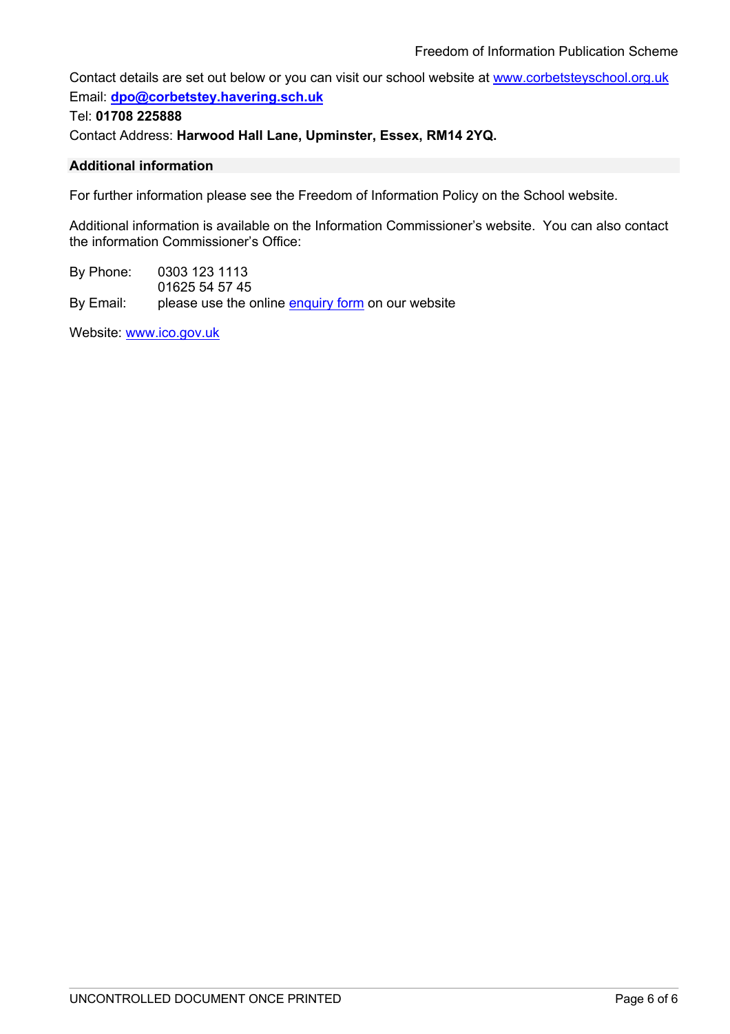Contact details are set out below or you can visit our school website at [www.corbetsteyschool.org.uk](http://www.corbetsteyschool.org.uk)
Email: **[dpo@corbetstey.havering.sch.uk](mailto:dpo@corbetstey.havering.sch.uk)**
Tel: **01708 225888**
Contact Address: **Harwood Hall Lane, Upminster, Essex, RM14 2YQ.**

## Additional information

For further information please see the Freedom of Information Policy on the School website.

Additional information is available on the Information Commissioner's website. You can also contact the information Commissioner's Office:

By Phone: 0303 123 1113
01625 54 57 45
By Email: please use the online enquiry form on our website

Website: [www.ico.gov.uk](http://www.ico.gov.uk)